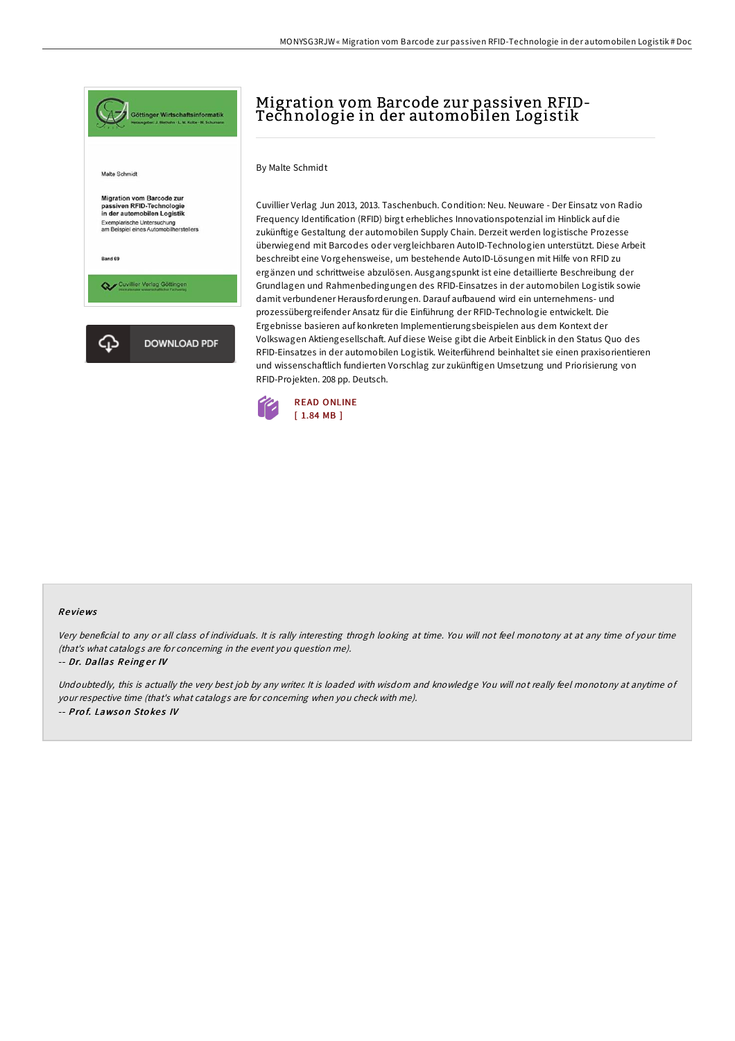# Migration vom Barcode zur passiven RFID-Technologie in der automobilen Logistik

By Malte Schmidt

Cuvillier Verlag Jun 2013, 2013. Taschenbuch. Condition: Neu. Neuware - Der Einsatz von Radio Frequency Identification (RFID) birgt erhebliches Innovationspotenzial im Hinblick auf die zukünftige Gestaltung der automobilen Supply Chain. Derzeit werden logistische Prozesse überwiegend mit Barcodes oder vergleichbaren AutoID-Technologien unterstützt. Diese Arbeit beschreibt eine Vorgehensweise, um bestehende AutoID-Lösungen mit Hilfe von RFID zu ergänzen und schrittweise abzulösen. Ausgangspunkt ist eine detaillierte Beschreibung der Grundlagen und Rahmenbedingungen des RFID-Einsatzes in der automobilen Logistik sowie damit verbundener Herausforderungen. Darauf aufbauend wird ein unternehmens- und prozessübergreifender Ansatz für die Einführung der RFID-Technologie entwickelt. Die Ergebnisse basieren auf konkreten Implementierungsbeispielen aus dem Kontext der Volkswagen Aktiengesellschaft. Auf diese Weise gibt die Arbeit Einblick in den Status Quo des RFID-Einsatzes in der automobilen Logistik. Weiterführend beinhaltet sie einen praxisorientierten und wissenschaftlich fundierten Vorschlag zur zukünftigen Umsetzung und Priorisierung von RFID-Projekten. 208 pp. Deutsch.

READ ONLINE
[ 1.84 MB ]

## Reviews

*Very beneficial to any or all class of individuals. It is rally interesting throgh looking at time. You will not feel monotony at at any time of your time (that's what catalogs are for concerning in the event you question me).*

-- ***Dr. Dallas Reinger IV***

*Undoubtedly, this is actually the very best job by any writer. It is loaded with wisdom and knowledge You will not really feel monotony at anytime of your respective time (that's what catalogs are for concerning when you check with me).*

-- ***Prof. Lawson Stokes IV***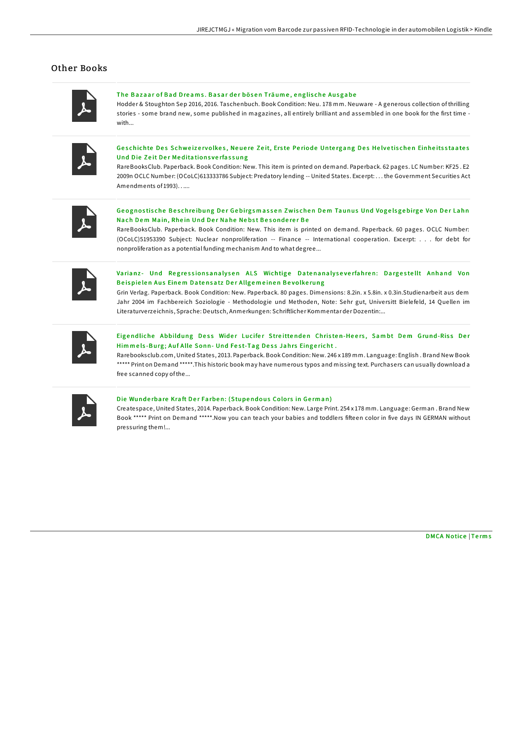## Other Books

### The Bazaar of Bad Dreams. Basar der bösen Träume, englische Ausgabe

Hodder & Stoughton Sep 2016, 2016. Taschenbuch. Book Condition: Neu. 178 mm. Neuware - A generous collection of thrilling stories - some brand new, some published in magazines, all entirely brilliant and assembled in one book for the first time - with...

### Geschichte Des Schweizervolkes, Neuere Zeit, Erste Periode Untergang Des Helvetischen Einheitsstaates Und Die Zeit Der Meditationsverfassung

RareBooksClub. Paperback. Book Condition: New. This item is printed on demand. Paperback. 62 pages. LC Number: KF25 . E2 2009n OCLC Number: (OCoLC)613333786 Subject: Predatory lending -- United States. Excerpt: . . . the Government Securities Act Amendments of 1993). . ....

### Geognostische Beschreibung Der Gebirgsmassen Zwischen Dem Taunus Und Vogelsgebirge Von Der Lahn Nach Dem Main, Rhein Und Der Nahe Nebst Besonderer Be

RareBooksClub. Paperback. Book Condition: New. This item is printed on demand. Paperback. 60 pages. OCLC Number: (OCoLC)51953390 Subject: Nuclear nonproliferation -- Finance -- International cooperation. Excerpt: . . . for debt for nonproliferation as a potential funding mechanism And to what degree...

### Varianz- Und Regressionsanalysen ALS Wichtige Datenanalyseverfahren: Dargestellt Anhand Von Beispielen Aus Einem Datensatz Der Allgemeinen Bevolkerung

Grin Verlag. Paperback. Book Condition: New. Paperback. 80 pages. Dimensions: 8.2in. x 5.8in. x 0.3in.Studienarbeit aus dem Jahr 2004 im Fachbereich Soziologie - Methodologie und Methoden, Note: Sehr gut, Universitt Bielefeld, 14 Quellen im Literaturverzeichnis, Sprache: Deutsch, Anmerkungen: Schriftlicher Kommentar der Dozentin:...

### Eigendliche Abbildung Dess Wider Lucifer Streittenden Christen-Heers, Sambt Dem Grund-Riss Der Himmels-Burg; Auf Alle Sonn- Und Fest-Tag Dess Jahrs Eingericht .

Rarebooksclub.com, United States, 2013. Paperback. Book Condition: New. 246 x 189 mm. Language: English . Brand New Book ***** Print on Demand *****.This historic book may have numerous typos and missing text. Purchasers can usually download a free scanned copy of the...

### Die Wunderbare Kraft Der Farben: (Stupendous Colors in German)

Createspace, United States, 2014. Paperback. Book Condition: New. Large Print. 254 x 178 mm. Language: German . Brand New Book ***** Print on Demand *****.Now you can teach your babies and toddlers fifteen color in five days IN GERMAN without pressuring them!...